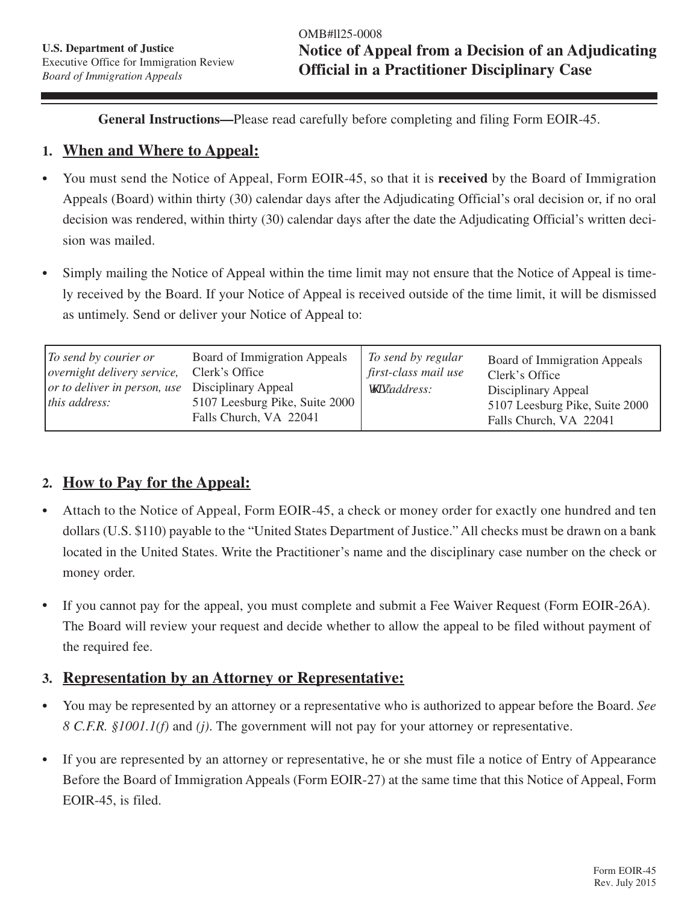U.S. Department of Justice
Executive Office for Immigration Review
*Board of Immigration Appeals*

OMB#1125-0008

# Notice of Appeal from a Decision of an Adjudicating Official in a Practitioner Disciplinary Case

**General Instructions—**Please read carefully before completing and filing Form EOIR-45.

## 1. When and Where to Appeal:

- You must send the Notice of Appeal, Form EOIR-45, so that it is **received** by the Board of Immigration Appeals (Board) within thirty (30) calendar days after the Adjudicating Official's oral decision or, if no oral decision was rendered, within thirty (30) calendar days after the date the Adjudicating Official's written decision was mailed.

- Simply mailing the Notice of Appeal within the time limit may not ensure that the Notice of Appeal is timely received by the Board. If your Notice of Appeal is received outside of the time limit, it will be dismissed as untimely. Send or deliver your Notice of Appeal to:

| *To send by courier or overnight delivery service, or to deliver in person, use this address:* | Board of Immigration Appeals<br>Clerk's Office<br>Disciplinary Appeal<br>5107 Leesburg Pike, Suite 2000<br>Falls Church, VA 22041 | *To send by regular first-class mail use this address:* | Board of Immigration Appeals<br>Clerk's Office<br>Disciplinary Appeal<br>5107 Leesburg Pike, Suite 2000<br>Falls Church, VA 22041 |
|---|---|---|---|

## 2. How to Pay for the Appeal:

- Attach to the Notice of Appeal, Form EOIR-45, a check or money order for exactly one hundred and ten dollars (U.S. $110) payable to the "United States Department of Justice." All checks must be drawn on a bank located in the United States. Write the Practitioner's name and the disciplinary case number on the check or money order.

- If you cannot pay for the appeal, you must complete and submit a Fee Waiver Request (Form EOIR-26A). The Board will review your request and decide whether to allow the appeal to be filed without payment of the required fee.

## 3. Representation by an Attorney or Representative:

- You may be represented by an attorney or a representative who is authorized to appear before the Board. *See 8 C.F.R. §1001.1(f)* and *(j)*. The government will not pay for your attorney or representative.

- If you are represented by an attorney or representative, he or she must file a notice of Entry of Appearance Before the Board of Immigration Appeals (Form EOIR-27) at the same time that this Notice of Appeal, Form EOIR-45, is filed.

Form EOIR-45
Rev. July 2015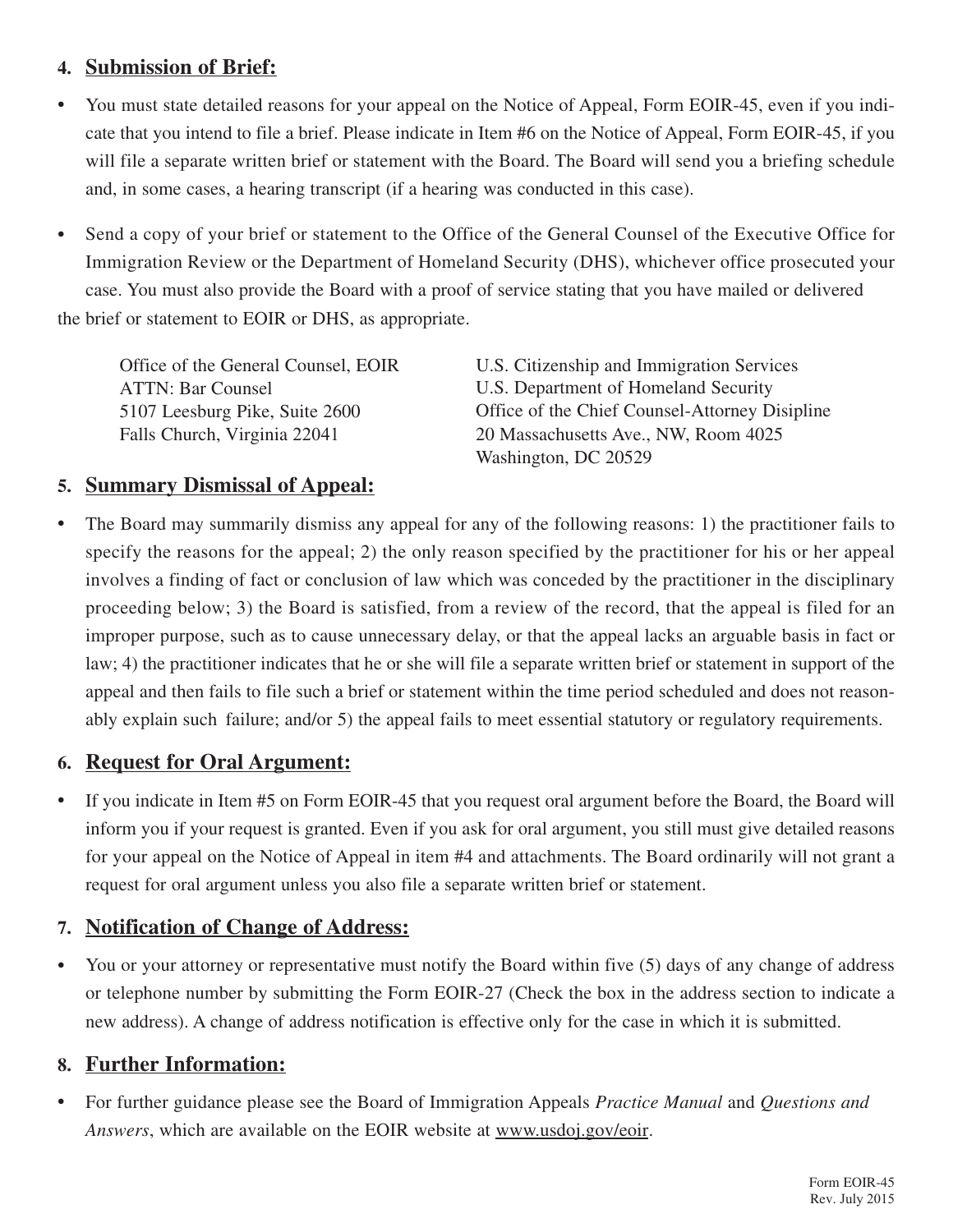## 4. Submission of Brief:

- You must state detailed reasons for your appeal on the Notice of Appeal, Form EOIR-45, even if you indicate that you intend to file a brief. Please indicate in Item #6 on the Notice of Appeal, Form EOIR-45, if you will file a separate written brief or statement with the Board. The Board will send you a briefing schedule and, in some cases, a hearing transcript (if a hearing was conducted in this case).

- Send a copy of your brief or statement to the Office of the General Counsel of the Executive Office for Immigration Review or the Department of Homeland Security (DHS), whichever office prosecuted your case. You must also provide the Board with a proof of service stating that you have mailed or delivered the brief or statement to EOIR or DHS, as appropriate.

Office of the General Counsel, EOIR
ATTN: Bar Counsel
5107 Leesburg Pike, Suite 2600
Falls Church, Virginia 22041

U.S. Citizenship and Immigration Services
U.S. Department of Homeland Security
Office of the Chief Counsel-Attorney Disipline
20 Massachusetts Ave., NW, Room 4025
Washington, DC 20529

## 5. Summary Dismissal of Appeal:

- The Board may summarily dismiss any appeal for any of the following reasons: 1) the practitioner fails to specify the reasons for the appeal; 2) the only reason specified by the practitioner for his or her appeal involves a finding of fact or conclusion of law which was conceded by the practitioner in the disciplinary proceeding below; 3) the Board is satisfied, from a review of the record, that the appeal is filed for an improper purpose, such as to cause unnecessary delay, or that the appeal lacks an arguable basis in fact or law; 4) the practitioner indicates that he or she will file a separate written brief or statement in support of the appeal and then fails to file such a brief or statement within the time period scheduled and does not reasonably explain such failure; and/or 5) the appeal fails to meet essential statutory or regulatory requirements.

## 6. Request for Oral Argument:

- If you indicate in Item #5 on Form EOIR-45 that you request oral argument before the Board, the Board will inform you if your request is granted. Even if you ask for oral argument, you still must give detailed reasons for your appeal on the Notice of Appeal in item #4 and attachments. The Board ordinarily will not grant a request for oral argument unless you also file a separate written brief or statement.

## 7. Notification of Change of Address:

- You or your attorney or representative must notify the Board within five (5) days of any change of address or telephone number by submitting the Form EOIR-27 (Check the box in the address section to indicate a new address). A change of address notification is effective only for the case in which it is submitted.

## 8. Further Information:

- For further guidance please see the Board of Immigration Appeals *Practice Manual* and *Questions and Answers*, which are available on the EOIR website at www.usdoj.gov/eoir.

Form EOIR-45
Rev. July 2015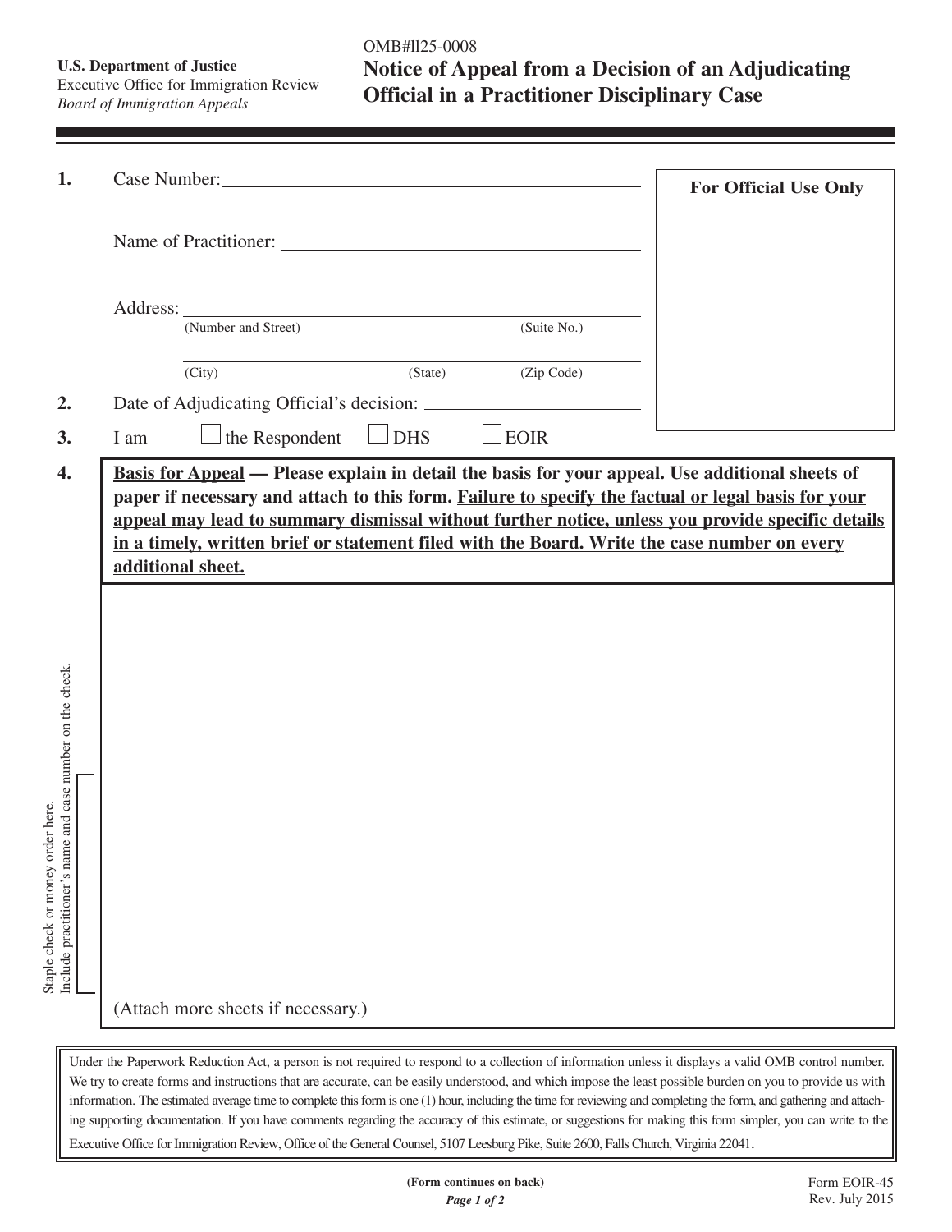**U.S. Department of Justice**
Executive Office for Immigration Review
*Board of Immigration Appeals*

OMB#1125-0008

# Notice of Appeal from a Decision of an Adjudicating Official in a Practitioner Disciplinary Case

**For Official Use Only**

1. Case Number: ______________________________

   Name of Practitioner: ______________________________

   Address: ______________________________
   (Number and Street) (Suite No.)

   ______________________________
   (City) (State) (Zip Code)

2. Date of Adjudicating Official's decision: ______________________________

3. I am ☐ the Respondent ☐ DHS ☐ EOIR

4. **<u>Basis for Appeal</u> — Please explain in detail the basis for your appeal. Use additional sheets of paper if necessary and attach to this form. <u>Failure to specify the factual or legal basis for your appeal may lead to summary dismissal without further notice, unless you provide specific details in a timely, written brief or statement filed with the Board. Write the case number on every additional sheet.</u>**

(Attach more sheets if necessary.)

Staple check or money order here.
Include practitioner's name and case number on the check.

Under the Paperwork Reduction Act, a person is not required to respond to a collection of information unless it displays a valid OMB control number. We try to create forms and instructions that are accurate, can be easily understood, and which impose the least possible burden on you to provide us with information. The estimated average time to complete this form is one (1) hour, including the time for reviewing and completing the form, and gathering and attaching supporting documentation. If you have comments regarding the accuracy of this estimate, or suggestions for making this form simpler, you can write to the Executive Office for Immigration Review, Office of the General Counsel, 5107 Leesburg Pike, Suite 2600, Falls Church, Virginia 22041.

**(Form continues on back)**

Form EOIR-45
Rev. July 2015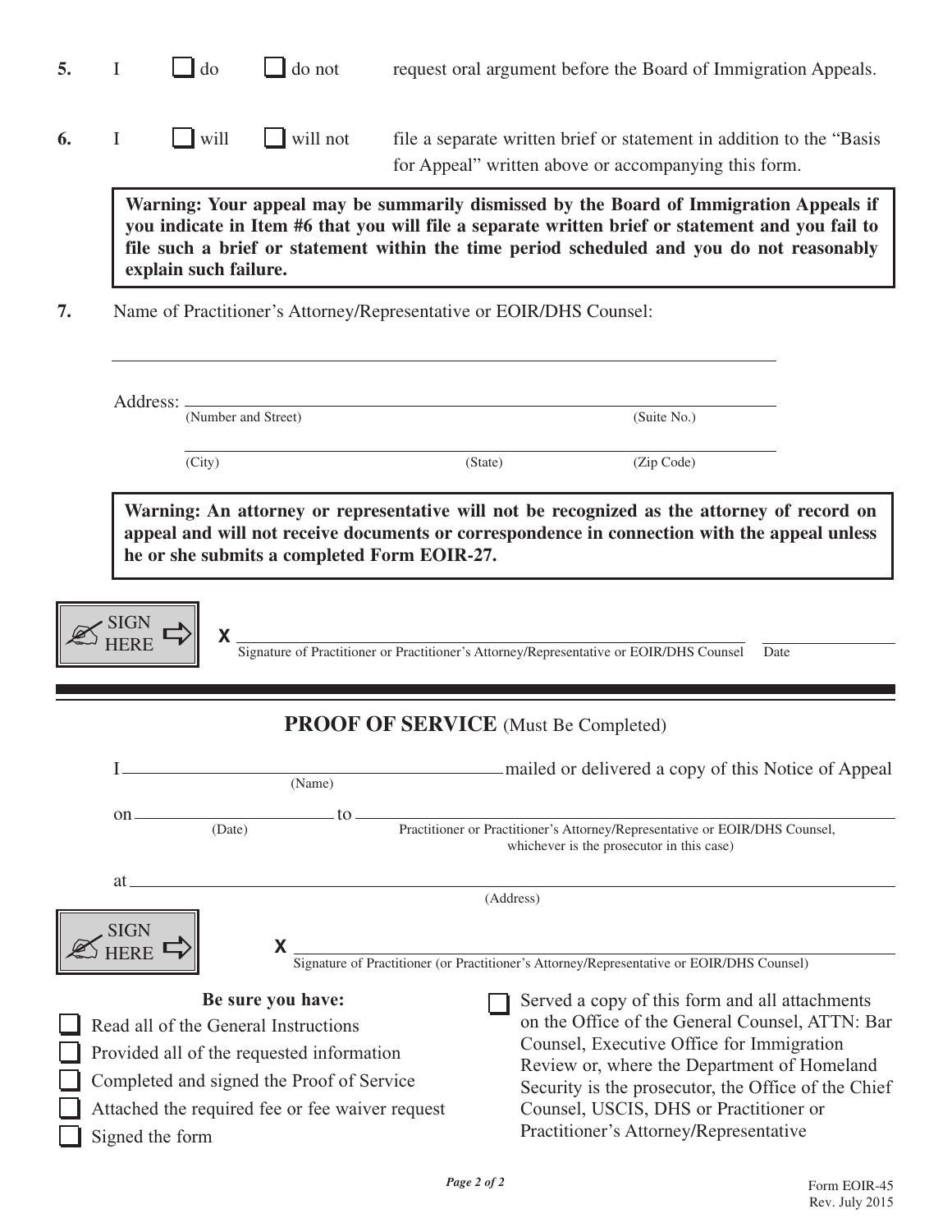5. I ☐ do ☐ do not request oral argument before the Board of Immigration Appeals.

6. I ☐ will ☐ will not file a separate written brief or statement in addition to the "Basis for Appeal" written above or accompanying this form.

**Warning: Your appeal may be summarily dismissed by the Board of Immigration Appeals if you indicate in Item #6 that you will file a separate written brief or statement and you fail to file such a brief or statement within the time period scheduled and you do not reasonably explain such failure.**

7. Name of Practitioner's Attorney/Representative or EOIR/DHS Counsel:

\_\_\_\_\_\_\_\_\_\_\_\_\_\_\_\_\_\_\_\_\_\_\_\_\_\_\_\_\_\_\_\_\_\_\_\_\_\_\_\_\_\_\_\_\_\_\_\_

Address: \_\_\_\_\_\_\_\_\_\_\_\_\_\_\_\_\_\_\_\_\_\_\_\_\_\_\_\_\_\_\_\_\_\_\_\_\_\_\_\_\_\_\_\_\_\_\_\_
(Number and Street) (Suite No.)

\_\_\_\_\_\_\_\_\_\_\_\_\_\_\_\_\_\_\_\_\_\_\_\_\_\_\_\_\_\_\_\_\_\_\_\_\_\_\_\_\_\_\_\_\_\_\_\_
(City) (State) (Zip Code)

**Warning: An attorney or representative will not be recognized as the attorney of record on appeal and will not receive documents or correspondence in connection with the appeal unless he or she submits a completed Form EOIR-27.**

SIGN HERE ⇨ **X** \_\_\_\_\_\_\_\_\_\_\_\_\_\_\_\_\_\_\_\_\_\_\_\_\_\_\_\_\_\_\_\_\_\_\_\_\_\_\_\_ \_\_\_\_\_\_\_\_\_\_\_\_
Signature of Practitioner or Practitioner's Attorney/Representative or EOIR/DHS Counsel Date

## **PROOF OF SERVICE** (Must Be Completed)

I \_\_\_\_\_\_\_\_\_\_\_\_\_\_\_\_\_\_\_\_\_\_\_\_\_\_\_\_\_\_\_\_ mailed or delivered a copy of this Notice of Appeal
(Name)

on \_\_\_\_\_\_\_\_\_\_\_\_\_\_\_\_ to \_\_\_\_\_\_\_\_\_\_\_\_\_\_\_\_\_\_\_\_\_\_\_\_\_\_\_\_\_\_\_\_\_\_\_\_\_\_\_\_
(Date) Practitioner or Practitioner's Attorney/Representative or EOIR/DHS Counsel, whichever is the prosecutor in this case)

at \_\_\_\_\_\_\_\_\_\_\_\_\_\_\_\_\_\_\_\_\_\_\_\_\_\_\_\_\_\_\_\_\_\_\_\_\_\_\_\_\_\_\_\_\_\_\_\_\_\_\_\_\_\_\_\_
(Address)

SIGN HERE ⇨ **X** \_\_\_\_\_\_\_\_\_\_\_\_\_\_\_\_\_\_\_\_\_\_\_\_\_\_\_\_\_\_\_\_\_\_\_\_\_\_\_\_\_\_\_\_\_\_\_\_
Signature of Practitioner (or Practitioner's Attorney/Representative or EOIR/DHS Counsel)

**Be sure you have:**

- ☐ Read all of the General Instructions
- ☐ Provided all of the requested information
- ☐ Completed and signed the Proof of Service
- ☐ Attached the required fee or fee waiver request
- ☐ Signed the form
- ☐ Served a copy of this form and all attachments on the Office of the General Counsel, ATTN: Bar Counsel, Executive Office for Immigration Review or, where the Department of Homeland Security is the prosecutor, the Office of the Chief Counsel, USCIS, DHS or Practitioner or Practitioner's Attorney/Representative

Form EOIR-45
Rev. July 2015